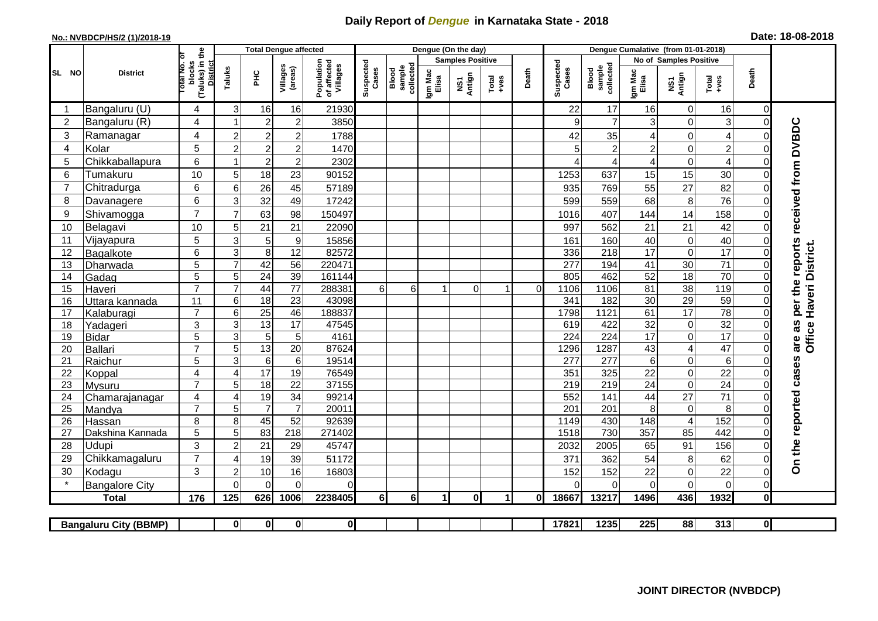# Daily Report of *Dengue* in Karnataka State - 2018

**No.: NVBDCP/HS/2 (1)/2018-19**

**Date: 18-08-2018**

| SL NO | District | Total No. of blocks (Taluks) in the District | Total Dengue affected | | | | Dengue (On the day) | | | | | | | Dengue Cumalative (from 01-01-2018) | | | | | | | |
|---|---|---|---|---|---|---|---|---|---|---|---|---|---|---|---|---|---|---|---|---|
| | | | Taluks | PHC | Villages (areas) | Population of affected Villages | Suspected Cases | Blood sample collected | Samples Positive | | | Death | Suspected Cases | Blood sample collected | No of Samples Positive | | | Death | |
| | | | | | | | | | Igm Mac Elisa | NS1 Antign | Total +ves | | | | Igm Mac Elisa | NS1 Antign | Total +ves | | |
| 1 | Bangaluru (U) | 4 | 3 | 16 | 16 | 21930 | | | | | | | 22 | 17 | 16 | 0 | 16 | 0 | On the reported cases are as per the reports received from DVBDC Office Haveri District. |
| 2 | Bangaluru (R) | 4 | 1 | 2 | 2 | 3850 | | | | | | | 9 | 7 | 3 | 0 | 3 | 0 | |
| 3 | Ramanagar | 4 | 2 | 2 | 2 | 1788 | | | | | | | 42 | 35 | 4 | 0 | 4 | 0 | |
| 4 | Kolar | 5 | 2 | 2 | 2 | 1470 | | | | | | | 5 | 2 | 2 | 0 | 2 | 0 | |
| 5 | Chikkaballapura | 6 | 1 | 2 | 2 | 2302 | | | | | | | 4 | 4 | 4 | 0 | 4 | 0 | |
| 6 | Tumakuru | 10 | 5 | 18 | 23 | 90152 | | | | | | | 1253 | 637 | 15 | 15 | 30 | 0 | |
| 7 | Chitradurga | 6 | 6 | 26 | 45 | 57189 | | | | | | | 935 | 769 | 55 | 27 | 82 | 0 | |
| 8 | Davanagere | 6 | 3 | 32 | 49 | 17242 | | | | | | | 599 | 559 | 68 | 8 | 76 | 0 | |
| 9 | Shivamogga | 7 | 7 | 63 | 98 | 150497 | | | | | | | 1016 | 407 | 144 | 14 | 158 | 0 | |
| 10 | Belagavi | 10 | 5 | 21 | 21 | 22090 | | | | | | | 997 | 562 | 21 | 21 | 42 | 0 | |
| 11 | Vijayapura | 5 | 3 | 5 | 9 | 15856 | | | | | | | 161 | 160 | 40 | 0 | 40 | 0 | |
| 12 | Bagalkote | 6 | 3 | 8 | 12 | 82572 | | | | | | | 336 | 218 | 17 | 0 | 17 | 0 | |
| 13 | Dharwada | 5 | 7 | 42 | 56 | 220471 | | | | | | | 277 | 194 | 41 | 30 | 71 | 0 | |
| 14 | Gadag | 5 | 5 | 24 | 39 | 161144 | | | | | | | 805 | 462 | 52 | 18 | 70 | 0 | |
| 15 | Haveri | 7 | 7 | 44 | 77 | 288381 | 6 | 6 | 1 | 0 | 1 | 0 | 1106 | 1106 | 81 | 38 | 119 | 0 | |
| 16 | Uttara kannada | 11 | 6 | 18 | 23 | 43098 | | | | | | | 341 | 182 | 30 | 29 | 59 | 0 | |
| 17 | Kalaburagi | 7 | 6 | 25 | 46 | 188837 | | | | | | | 1798 | 1121 | 61 | 17 | 78 | 0 | |
| 18 | Yadageri | 3 | 3 | 13 | 17 | 47545 | | | | | | | 619 | 422 | 32 | 0 | 32 | 0 | |
| 19 | Bidar | 5 | 3 | 5 | 5 | 4161 | | | | | | | 224 | 224 | 17 | 0 | 17 | 0 | |
| 20 | Ballari | 7 | 5 | 13 | 20 | 87624 | | | | | | | 1296 | 1287 | 43 | 4 | 47 | 0 | |
| 21 | Raichur | 5 | 3 | 6 | 6 | 19514 | | | | | | | 277 | 277 | 6 | 0 | 6 | 0 | |
| 22 | Koppal | 4 | 4 | 17 | 19 | 76549 | | | | | | | 351 | 325 | 22 | 0 | 22 | 0 | |
| 23 | Mysuru | 7 | 5 | 18 | 22 | 37155 | | | | | | | 219 | 219 | 24 | 0 | 24 | 0 | |
| 24 | Chamarajanagar | 4 | 4 | 19 | 34 | 99214 | | | | | | | 552 | 141 | 44 | 27 | 71 | 0 | |
| 25 | Mandya | 7 | 5 | 7 | 7 | 20011 | | | | | | | 201 | 201 | 8 | 0 | 8 | 0 | |
| 26 | Hassan | 8 | 8 | 45 | 52 | 92639 | | | | | | | 1149 | 430 | 148 | 4 | 152 | 0 | |
| 27 | Dakshina Kannada | 5 | 5 | 83 | 218 | 271402 | | | | | | | 1518 | 730 | 357 | 85 | 442 | 0 | |
| 28 | Udupi | 3 | 2 | 21 | 29 | 45747 | | | | | | | 2032 | 2005 | 65 | 91 | 156 | 0 | |
| 29 | Chikkamagaluru | 7 | 4 | 19 | 39 | 51172 | | | | | | | 371 | 362 | 54 | 8 | 62 | 0 | |
| 30 | Kodagu | 3 | 2 | 10 | 16 | 16803 | | | | | | | 152 | 152 | 22 | 0 | 22 | 0 | |
| * | Bangalore City | | 0 | 0 | 0 | 0 | | | | | | | 0 | 0 | 0 | 0 | 0 | 0 | |
| **Total** | | **176** | **125** | **626** | **1006** | **2238405** | **6** | **6** | **1** | **0** | **1** | **0** | **18667** | **13217** | **1496** | **436** | **1932** | **0** | |

| **Bangaluru City (BBMP)** | | 0 | 0 | 0 | 0 | | | | | | | 17821 | 1235 | 225 | 88 | 313 | 0 | |
|---|---|---|---|---|---|---|---|---|---|---|---|---|---|---|---|---|---|---|

**JOINT DIRECTOR (NVBDCP)**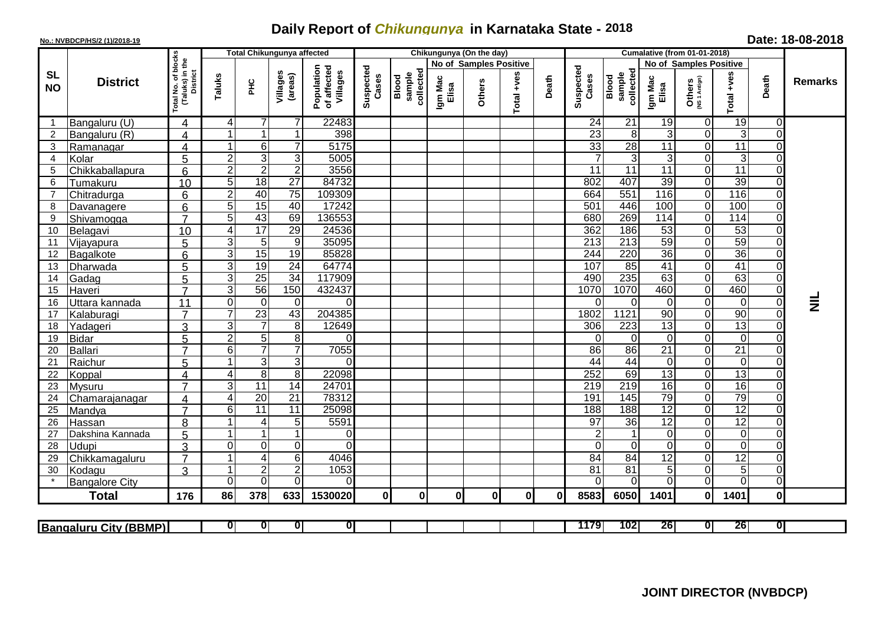# Daily Report of *Chikungunya* in Karnataka State - 2018

**No.: NVBDCP/HS/2 (1)/2018-19**

**Date: 18-08-2018**

| SL NO | District | Total No. of blocks (Taluks) in the District | Total Chikungunya affected | | | | Chikungunya (On the day) | | | | | | | Cumalative (from 01-01-2018) | | | | | | | Remarks |
|---|---|---|---|---|---|---|---|---|---|---|---|---|---|---|---|---|---|---|---|---|---|
| | | | | | | | | | No of Samples Positive | | | | | | | No of Samples Positive | | | | | |
| | | | Taluks | PHC | Villages (areas) | Population of affected Villages | Suspected Cases | Blood sample collected | Igm Mac Elisa | Others | Total +ves | Death | Suspected Cases | Blood sample collected | Igm Mac Elisa | Others (NS 1 Antign) | Total +ves | Death | |
| 1 | Bangaluru (U) | 4 | 4 | 7 | 7 | 22483 | | | | | | | 24 | 21 | 19 | 0 | 19 | 0 | NIL |
| 2 | Bangaluru (R) | 4 | 1 | 1 | 1 | 398 | | | | | | | 23 | 8 | 3 | 0 | 3 | 0 | |
| 3 | Ramanagar | 4 | 1 | 6 | 7 | 5175 | | | | | | | 33 | 28 | 11 | 0 | 11 | 0 | |
| 4 | Kolar | 5 | 2 | 3 | 3 | 5005 | | | | | | | 7 | 3 | 3 | 0 | 3 | 0 | |
| 5 | Chikkaballapura | 6 | 2 | 2 | 2 | 3556 | | | | | | | 11 | 11 | 11 | 0 | 11 | 0 | |
| 6 | Tumakuru | 10 | 5 | 18 | 27 | 84732 | | | | | | | 802 | 407 | 39 | 0 | 39 | 0 | |
| 7 | Chitradurga | 6 | 2 | 40 | 75 | 109309 | | | | | | | 664 | 551 | 116 | 0 | 116 | 0 | |
| 8 | Davanagere | 6 | 5 | 15 | 40 | 17242 | | | | | | | 501 | 446 | 100 | 0 | 100 | 0 | |
| 9 | Shivamogga | 7 | 5 | 43 | 69 | 136553 | | | | | | | 680 | 269 | 114 | 0 | 114 | 0 | |
| 10 | Belagavi | 10 | 4 | 17 | 29 | 24536 | | | | | | | 362 | 186 | 53 | 0 | 53 | 0 | |
| 11 | Vijayapura | 5 | 3 | 5 | 9 | 35095 | | | | | | | 213 | 213 | 59 | 0 | 59 | 0 | |
| 12 | Bagalkote | 6 | 3 | 15 | 19 | 85828 | | | | | | | 244 | 220 | 36 | 0 | 36 | 0 | |
| 13 | Dharwada | 5 | 3 | 19 | 24 | 64774 | | | | | | | 107 | 85 | 41 | 0 | 41 | 0 | |
| 14 | Gadag | 5 | 3 | 25 | 34 | 117909 | | | | | | | 490 | 235 | 63 | 0 | 63 | 0 | |
| 15 | Haveri | 7 | 3 | 56 | 150 | 432437 | | | | | | | 1070 | 1070 | 460 | 0 | 460 | 0 | |
| 16 | Uttara kannada | 11 | 0 | 0 | 0 | 0 | | | | | | | 0 | 0 | 0 | 0 | 0 | 0 | |
| 17 | Kalaburagi | 7 | 7 | 23 | 43 | 204385 | | | | | | | 1802 | 1121 | 90 | 0 | 90 | 0 | |
| 18 | Yadageri | 3 | 3 | 7 | 8 | 12649 | | | | | | | 306 | 223 | 13 | 0 | 13 | 0 | |
| 19 | Bidar | 5 | 2 | 5 | 8 | 0 | | | | | | | 0 | 0 | 0 | 0 | 0 | 0 | |
| 20 | Ballari | 7 | 6 | 7 | 7 | 7055 | | | | | | | 86 | 86 | 21 | 0 | 21 | 0 | |
| 21 | Raichur | 5 | 1 | 3 | 3 | 0 | | | | | | | 44 | 44 | 0 | 0 | 0 | 0 | |
| 22 | Koppal | 4 | 4 | 8 | 8 | 22098 | | | | | | | 252 | 69 | 13 | 0 | 13 | 0 | |
| 23 | Mysuru | 7 | 3 | 11 | 14 | 24701 | | | | | | | 219 | 219 | 16 | 0 | 16 | 0 | |
| 24 | Chamarajanagar | 4 | 4 | 20 | 21 | 78312 | | | | | | | 191 | 145 | 79 | 0 | 79 | 0 | |
| 25 | Mandya | 7 | 6 | 11 | 11 | 25098 | | | | | | | 188 | 188 | 12 | 0 | 12 | 0 | |
| 26 | Hassan | 8 | 1 | 4 | 5 | 5591 | | | | | | | 97 | 36 | 12 | 0 | 12 | 0 | |
| 27 | Dakshina Kannada | 5 | 1 | 1 | 1 | 0 | | | | | | | 2 | 1 | 0 | 0 | 0 | 0 | |
| 28 | Udupi | 3 | 0 | 0 | 0 | 0 | | | | | | | 0 | 0 | 0 | 0 | 0 | 0 | |
| 29 | Chikkamagaluru | 7 | 1 | 4 | 6 | 4046 | | | | | | | 84 | 84 | 12 | 0 | 12 | 0 | |
| 30 | Kodagu | 3 | 1 | 2 | 2 | 1053 | | | | | | | 81 | 81 | 5 | 0 | 5 | 0 | |
| * | Bangalore City | | 0 | 0 | 0 | 0 | | | | | | | 0 | 0 | 0 | 0 | 0 | 0 | |
| | **Total** | **176** | **86** | **378** | **633** | **1530020** | **0** | **0** | **0** | **0** | **0** | **0** | **8583** | **6050** | **1401** | **0** | **1401** | **0** | |

| | | | | | | | | | | | | | | | | | | |
|---|---|---|---|---|---|---|---|---|---|---|---|---|---|---|---|---|---|---|
| **Bangaluru City (BBMP)** | | 0 | 0 | 0 | 0 | | | | | | | 1179 | 102 | 26 | 0 | 26 | 0 | |

**JOINT DIRECTOR (NVBDCP)**